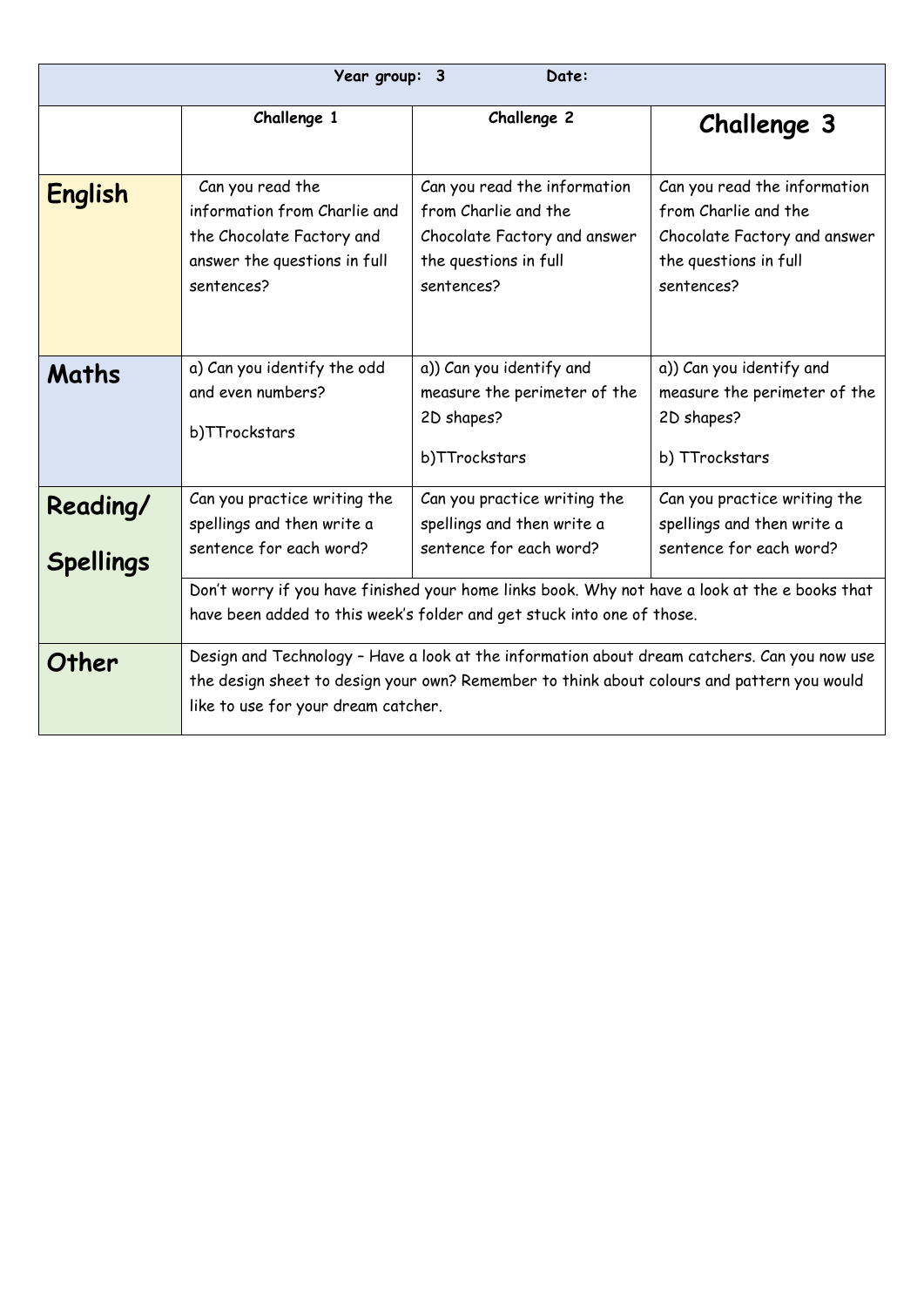| Year group: 3 Date: | | | |
|---|---|---|---|
| | **Challenge 1** | **Challenge 2** | **Challenge 3** |
| **English** | Can you read the information from Charlie and the Chocolate Factory and answer the questions in full sentences? | Can you read the information from Charlie and the Chocolate Factory and answer the questions in full sentences? | Can you read the information from Charlie and the Chocolate Factory and answer the questions in full sentences? |
| **Maths** | a) Can you identify the odd and even numbers?<br><br>b)TTrockstars | a)) Can you identify and measure the perimeter of the 2D shapes?<br><br>b)TTrockstars | a)) Can you identify and measure the perimeter of the 2D shapes?<br><br>b) TTrockstars |
| **Reading/ Spellings** | Can you practice writing the spellings and then write a sentence for each word? | Can you practice writing the spellings and then write a sentence for each word? | Can you practice writing the spellings and then write a sentence for each word? |
| | Don't worry if you have finished your home links book. Why not have a look at the e books that have been added to this week's folder and get stuck into one of those. | | |
| **Other** | Design and Technology – Have a look at the information about dream catchers. Can you now use the design sheet to design your own? Remember to think about colours and pattern you would like to use for your dream catcher. | | |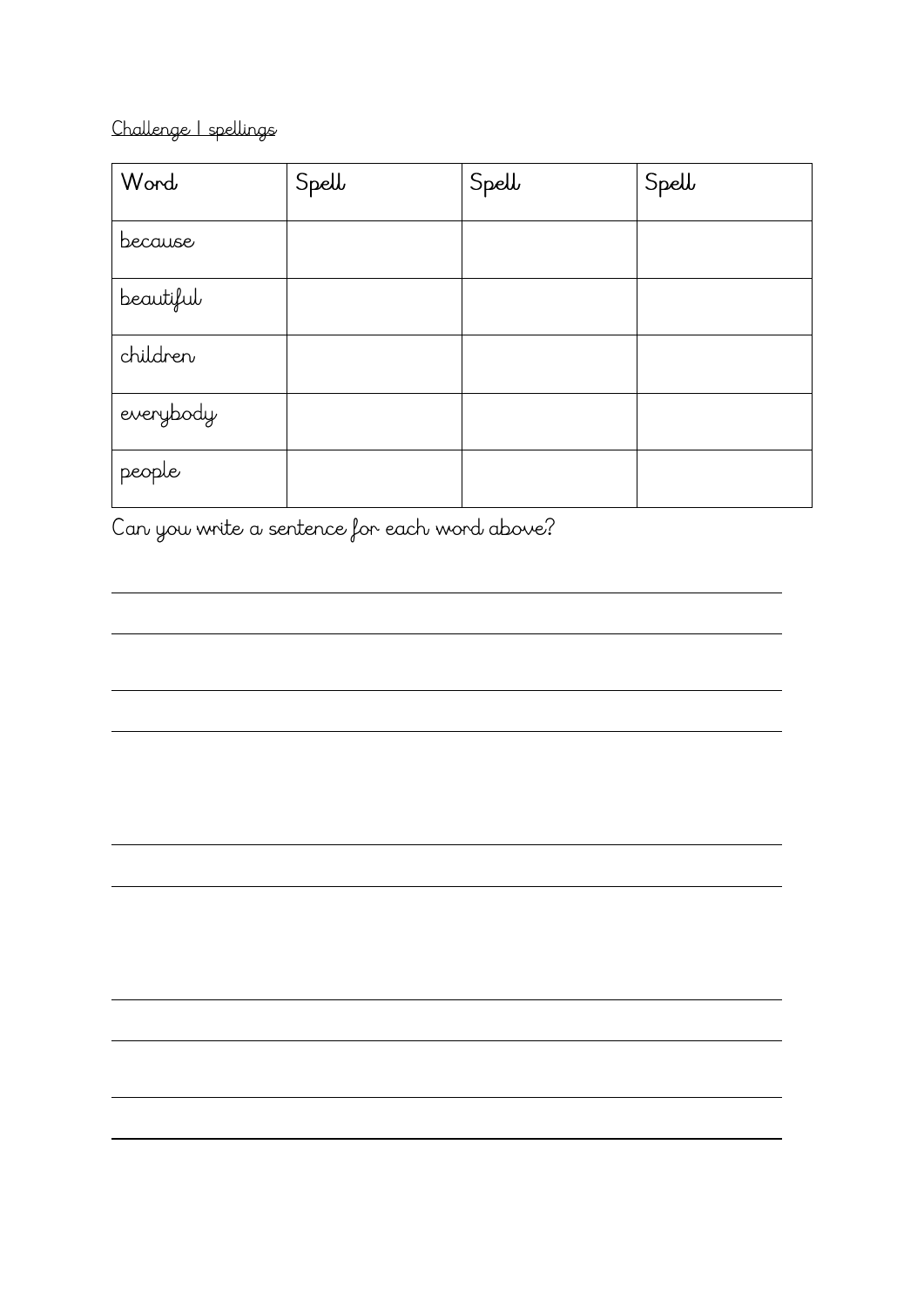Challenge 1 spellings

| Word | Spell | Spell | Spell |
|---|---|---|---|
| because | | | |
| beautiful | | | |
| children | | | |
| everybody | | | |
| people | | | |

Can you write a sentence for each word above?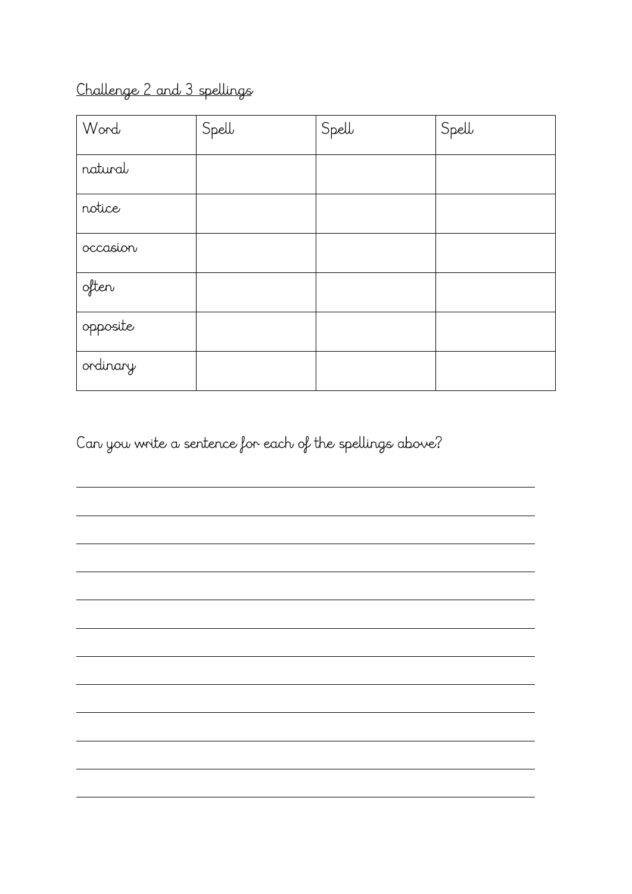Challenge 2 and 3 spellings

| Word | Spell | Spell | Spell |
| --- | --- | --- | --- |
| natural | | | |
| notice | | | |
| occasion | | | |
| often | | | |
| opposite | | | |
| ordinary | | | |

Can you write a sentence for each of the spellings above?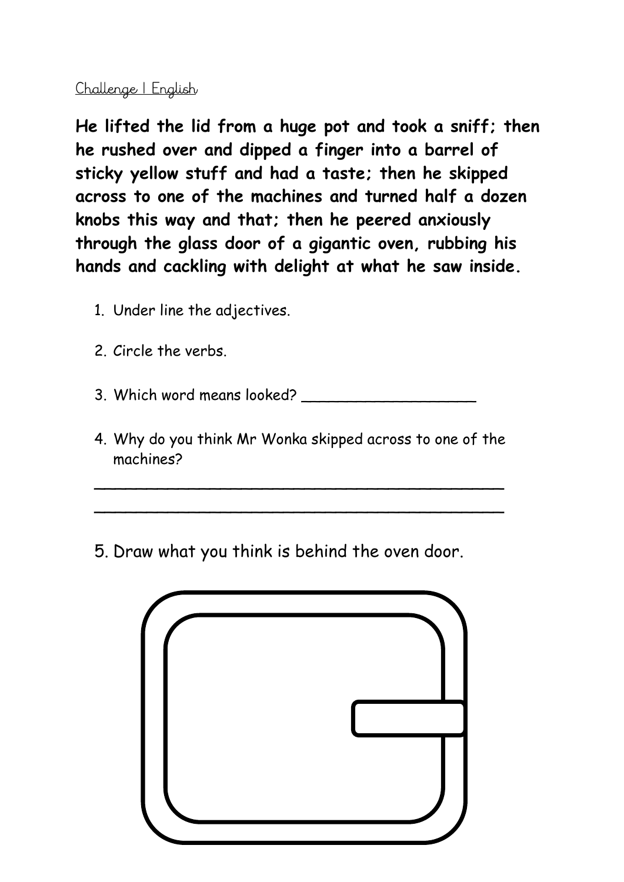Challenge 1 English

**He lifted the lid from a huge pot and took a sniff; then he rushed over and dipped a finger into a barrel of sticky yellow stuff and had a taste; then he skipped across to one of the machines and turned half a dozen knobs this way and that; then he peered anxiously through the glass door of a gigantic oven, rubbing his hands and cackling with delight at what he saw inside.**

1. Under line the adjectives.
2. Circle the verbs.
3. Which word means looked? ___________________
4. Why do you think Mr Wonka skipped across to one of the machines?

_____________________________________________

_____________________________________________

5. Draw what you think is behind the oven door.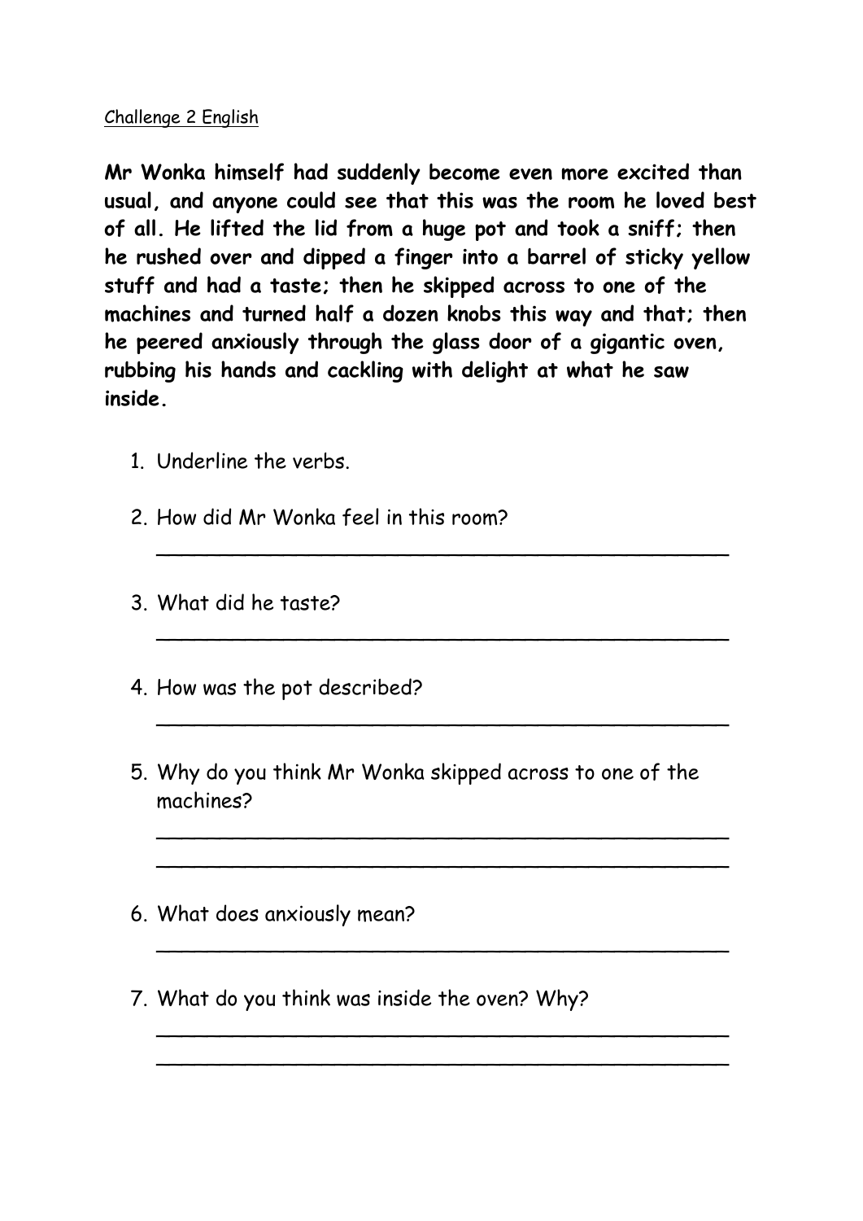Challenge 2 English

**Mr Wonka himself had suddenly become even more excited than usual, and anyone could see that this was the room he loved best of all. He lifted the lid from a huge pot and took a sniff; then he rushed over and dipped a finger into a barrel of sticky yellow stuff and had a taste; then he skipped across to one of the machines and turned half a dozen knobs this way and that; then he peered anxiously through the glass door of a gigantic oven, rubbing his hands and cackling with delight at what he saw inside.**

1. Underline the verbs.
2. How did Mr Wonka feel in this room?

   ______________________________________________

3. What did he taste?

   ______________________________________________

4. How was the pot described?

   ______________________________________________

5. Why do you think Mr Wonka skipped across to one of the machines?

   ______________________________________________

   ______________________________________________

6. What does anxiously mean?

   ______________________________________________

7. What do you think was inside the oven? Why?

   ______________________________________________

   ______________________________________________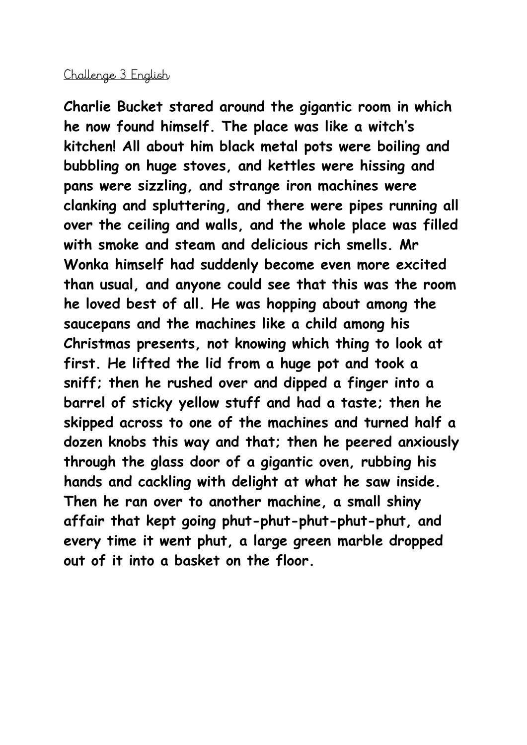Challenge 3 English

**Charlie Bucket stared around the gigantic room in which he now found himself. The place was like a witch's kitchen! All about him black metal pots were boiling and bubbling on huge stoves, and kettles were hissing and pans were sizzling, and strange iron machines were clanking and spluttering, and there were pipes running all over the ceiling and walls, and the whole place was filled with smoke and steam and delicious rich smells. Mr Wonka himself had suddenly become even more excited than usual, and anyone could see that this was the room he loved best of all. He was hopping about among the saucepans and the machines like a child among his Christmas presents, not knowing which thing to look at first. He lifted the lid from a huge pot and took a sniff; then he rushed over and dipped a finger into a barrel of sticky yellow stuff and had a taste; then he skipped across to one of the machines and turned half a dozen knobs this way and that; then he peered anxiously through the glass door of a gigantic oven, rubbing his hands and cackling with delight at what he saw inside. Then he ran over to another machine, a small shiny affair that kept going phut-phut-phut-phut-phut, and every time it went phut, a large green marble dropped out of it into a basket on the floor.**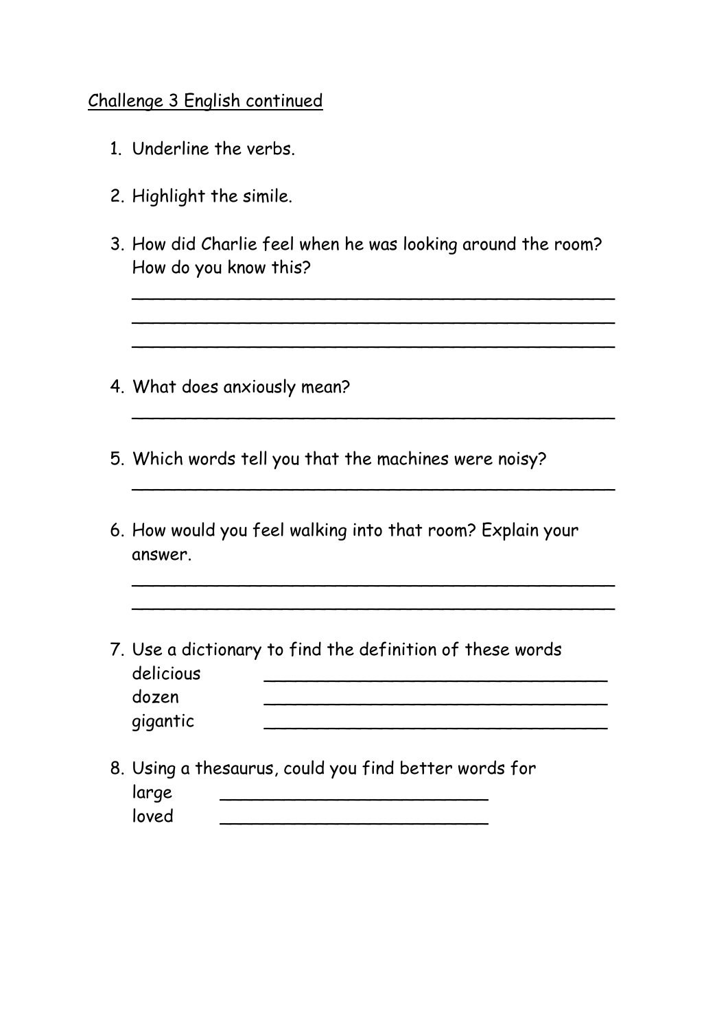<u>Challenge 3 English continued</u>

1. Underline the verbs.

2. Highlight the simile.

3. How did Charlie feel when he was looking around the room? How do you know this?

   ______________________________________________
   ______________________________________________
   ______________________________________________

4. What does anxiously mean?

   ______________________________________________

5. Which words tell you that the machines were noisy?

   ______________________________________________

6. How would you feel walking into that room? Explain your answer.

   ______________________________________________
   ______________________________________________

7. Use a dictionary to find the definition of these words
   delicious ________________________________
   dozen ________________________________
   gigantic ________________________________

8. Using a thesaurus, could you find better words for
   large __________________________
   loved __________________________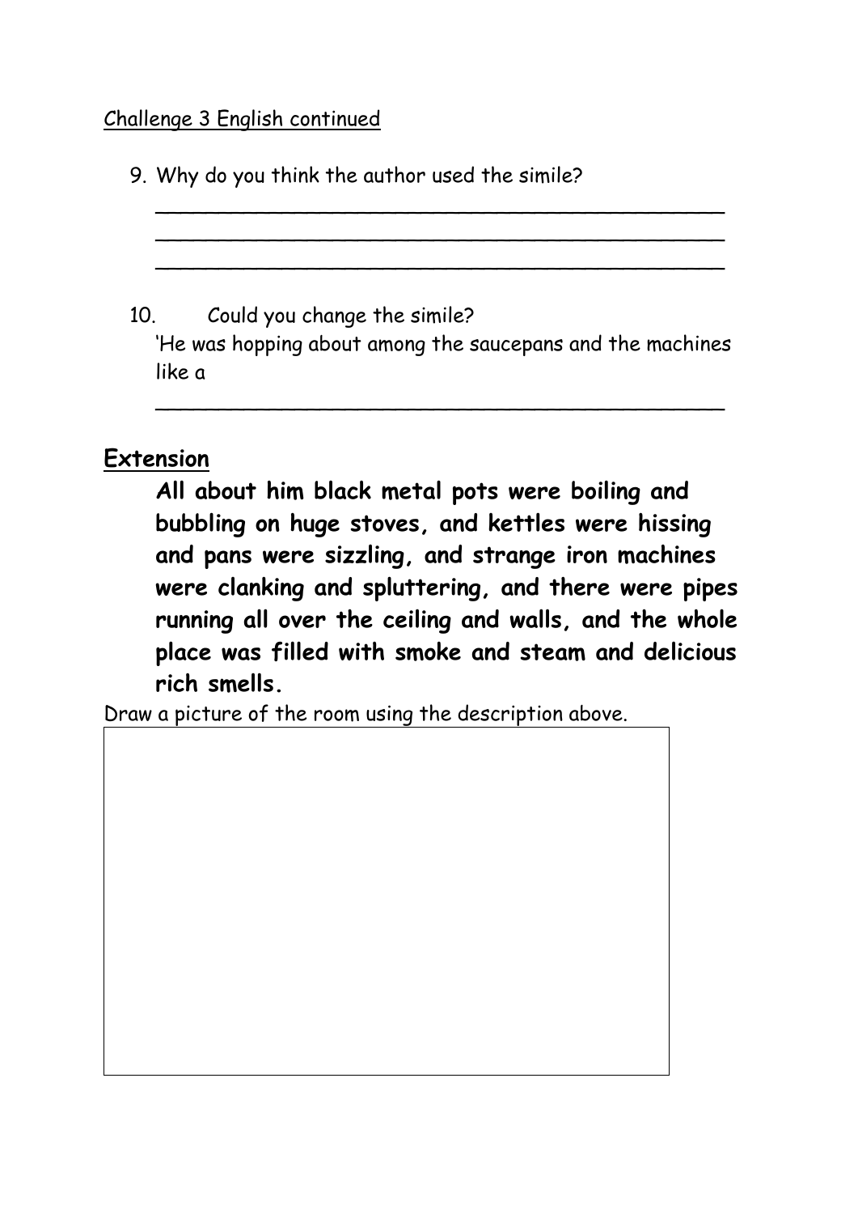Challenge 3 English continued

9. Why do you think the author used the simile?

_______________________________________________

_______________________________________________

_______________________________________________

10. Could you change the simile?

'He was hopping about among the saucepans and the machines like a

_______________________________________________

## Extension

**All about him black metal pots were boiling and bubbling on huge stoves, and kettles were hissing and pans were sizzling, and strange iron machines were clanking and spluttering, and there were pipes running all over the ceiling and walls, and the whole place was filled with smoke and steam and delicious rich smells.**

Draw a picture of the room using the description above.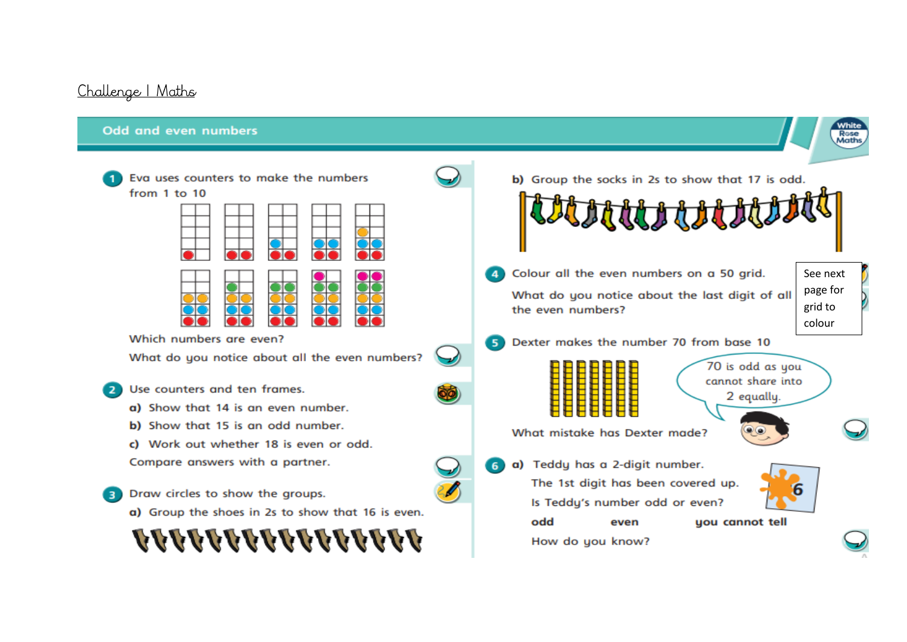Challenge 1 Maths

## Odd and even numbers

**1** Eva uses counters to make the numbers from 1 to 10

Which numbers are even?

What do you notice about all the even numbers?

**2** Use counters and ten frames.

**a)** Show that 14 is an even number.

**b)** Show that 15 is an odd number.

**c)** Work out whether 18 is even or odd.

Compare answers with a partner.

**3** Draw circles to show the groups.

**a)** Group the shoes in 2s to show that 16 is even.

**b)** Group the socks in 2s to show that 17 is odd.

**4** Colour all the even numbers on a 50 grid.

What do you notice about the last digit of all the even numbers?

See next page for grid to colour

**5** Dexter makes the number 70 from base 10

70 is odd as you cannot share into 2 equally.

What mistake has Dexter made?

**6** **a)** Teddy has a 2-digit number.

The 1st digit has been covered up.

6

Is Teddy's number odd or even?

**odd** **even** **you cannot tell**

How do you know?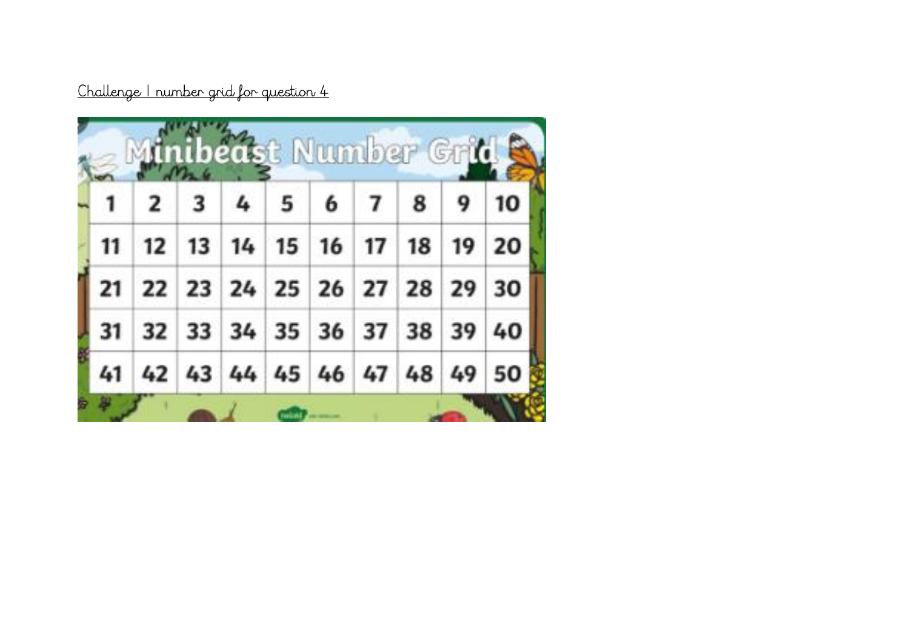Challenge 1 number grid for question 4

Minibeast Number Grid

| 1 | 2 | 3 | 4 | 5 | 6 | 7 | 8 | 9 | 10 |
|---|---|---|---|---|---|---|---|---|---|
| 11 | 12 | 13 | 14 | 15 | 16 | 17 | 18 | 19 | 20 |
| 21 | 22 | 23 | 24 | 25 | 26 | 27 | 28 | 29 | 30 |
| 31 | 32 | 33 | 34 | 35 | 36 | 37 | 38 | 39 | 40 |
| 41 | 42 | 43 | 44 | 45 | 46 | 47 | 48 | 49 | 50 |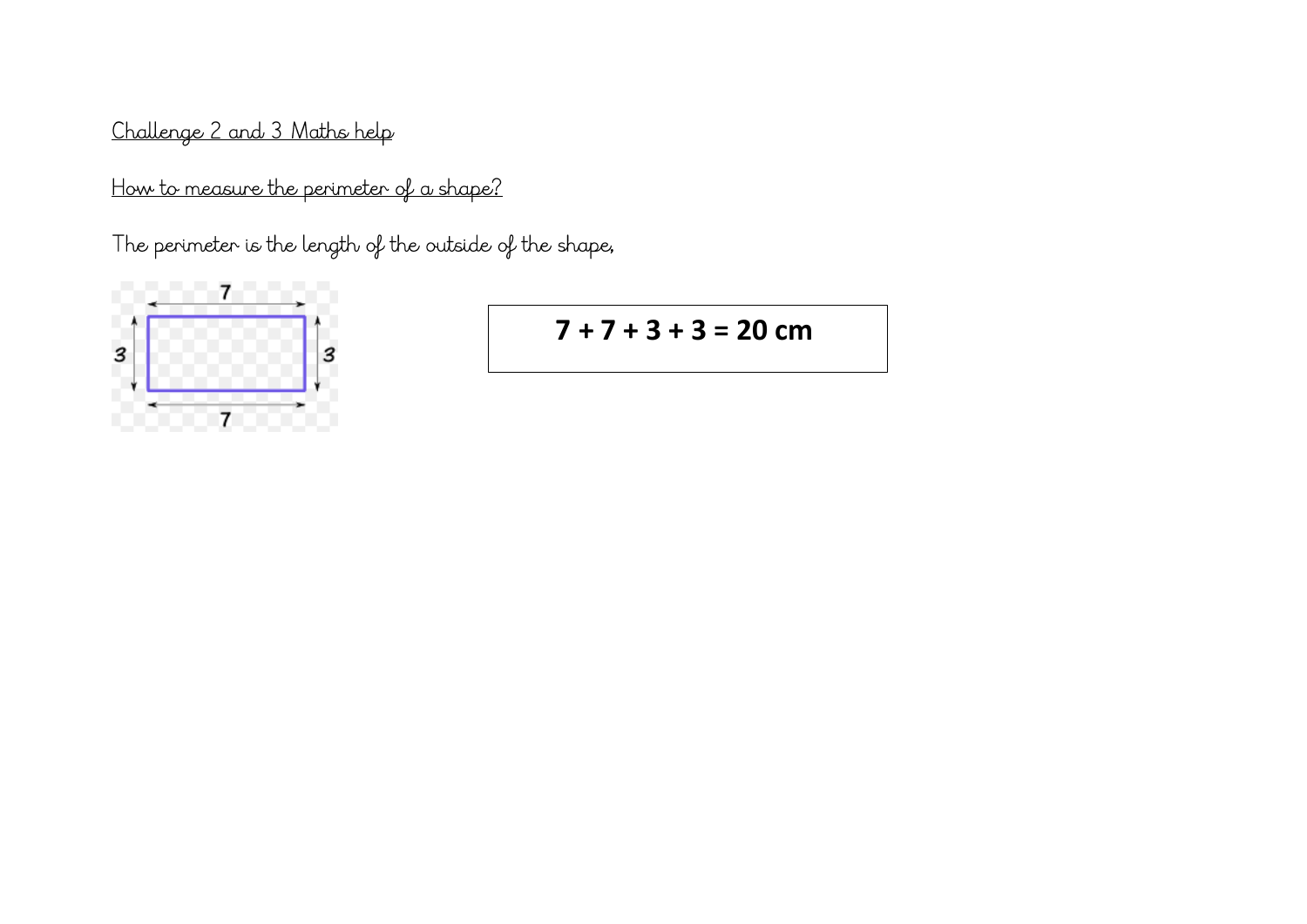<u>Challenge 2 and 3 Maths help</u>

<u>How to measure the perimeter of a shape?</u>

The perimeter is the length of the outside of the shape,

**7 + 7 + 3 + 3 = 20 cm**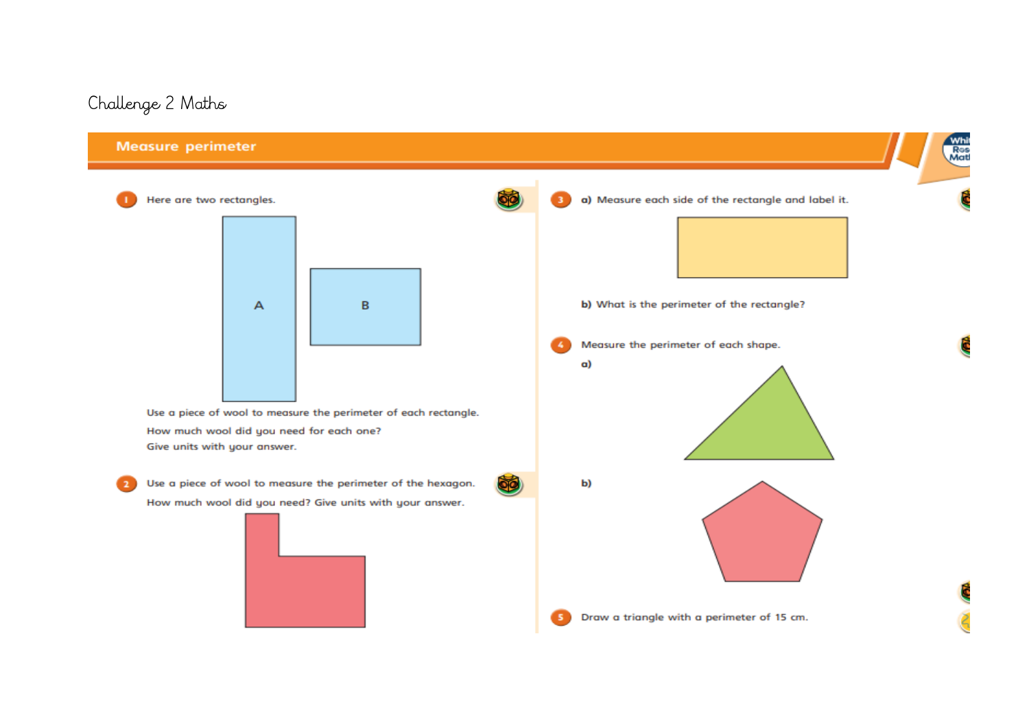Challenge 2 Maths

# Measure perimeter

1. Here are two rectangles.

A

B

Use a piece of wool to measure the perimeter of each rectangle.
How much wool did you need for each one?
Give units with your answer.

2. Use a piece of wool to measure the perimeter of the hexagon.
How much wool did you need? Give units with your answer.

3. **a)** Measure each side of the rectangle and label it.

**b)** What is the perimeter of the rectangle?

4. Measure the perimeter of each shape.

**a)**

**b)**

5. Draw a triangle with a perimeter of 15 cm.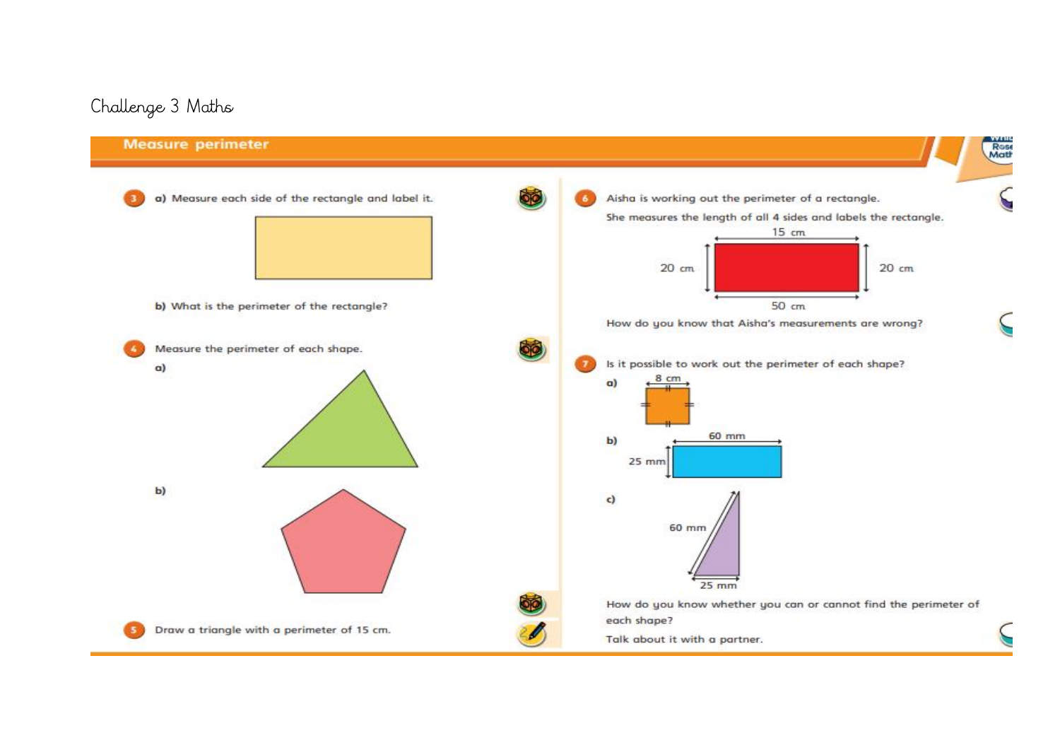Challenge 3 Maths

## Measure perimeter

**3** a) Measure each side of the rectangle and label it.

b) What is the perimeter of the rectangle?

**4** Measure the perimeter of each shape.

a)

b)

**5** Draw a triangle with a perimeter of 15 cm.

**6** Aisha is working out the perimeter of a rectangle.

She measures the length of all 4 sides and labels the rectangle.

15 cm

20 cm 20 cm

50 cm

How do you know that Aisha's measurements are wrong?

**7** Is it possible to work out the perimeter of each shape?

a) 8 cm

b) 60 mm, 25 mm

c) 60 mm, 25 mm

How do you know whether you can or cannot find the perimeter of each shape?

Talk about it with a partner.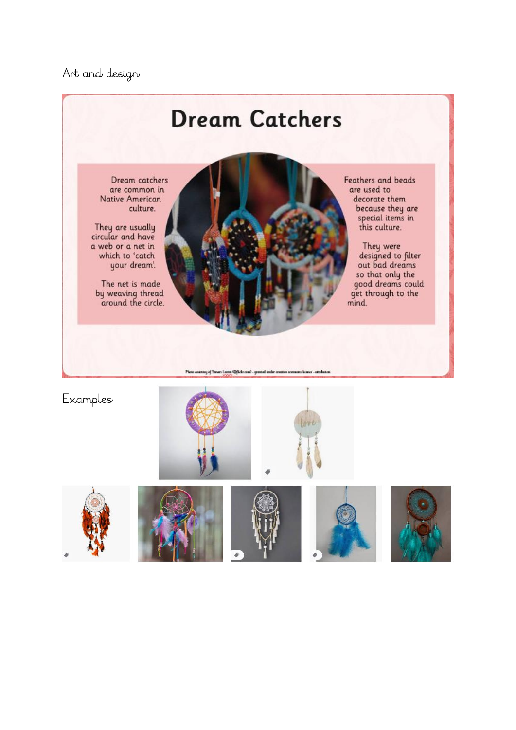Art and design

# Dream Catchers

Dream catchers are common in Native American culture.

They are usually circular and have a web or a net in which to 'catch your dream'.

The net is made by weaving thread around the circle.

Feathers and beads are used to decorate them because they are special items in this culture.

They were designed to filter out bad dreams so that only the good dreams could get through to the mind.

Photo courtesy of Steven Leavitt (@flickr.com) - granted under creative commons licence - attribution

Examples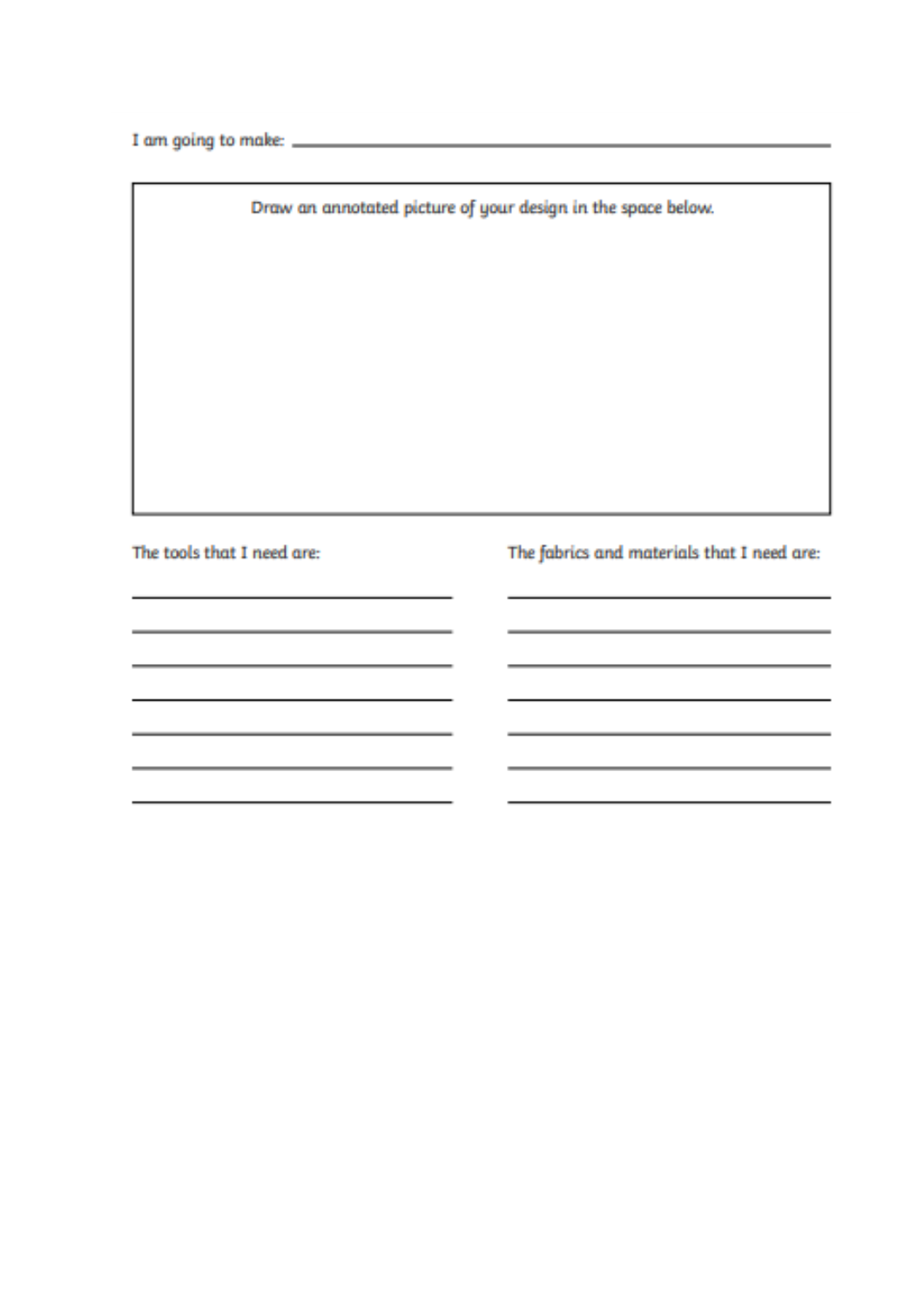I am going to make: ____________________________________________

Draw an annotated picture of your design in the space below.

The tools that I need are:

______________________________
______________________________
______________________________
______________________________
______________________________
______________________________
______________________________

The fabrics and materials that I need are:

______________________________
______________________________
______________________________
______________________________
______________________________
______________________________
______________________________